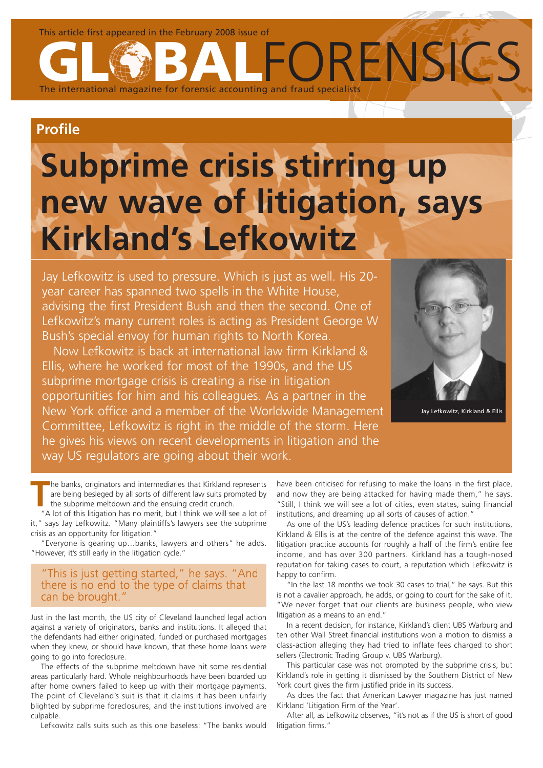This article first appeared in the February 2008 issue of

GLOBALFORENSICS

The international magazine for forensic accounting and fraud specialists

## Profile

# Subprime crisis stirring up new wave of litigation, says Kirkland's Lefkowitz

Jay Lefkowitz is used to pressure. Which is just as well. His 20-year career has spanned two spells in the White House, advising the first President Bush and then the second. One of Lefkowitz's many current roles is acting as President George W Bush's special envoy for human rights to North Korea.

Now Lefkowitz is back at international law firm Kirkland & Ellis, where he worked for most of the 1990s, and the US subprime mortgage crisis is creating a rise in litigation opportunities for him and his colleagues. As a partner in the New York office and a member of the Worldwide Management Committee, Lefkowitz is right in the middle of the storm. Here he gives his views on recent developments in litigation and the way US regulators are going about their work.

Jay Lefkowitz, Kirkland & Ellis

The banks, originators and intermediaries that Kirkland represents are being besieged by all sorts of different law suits prompted by the subprime meltdown and the ensuing credit crunch.

"A lot of this litigation has no merit, but I think we will see a lot of it," says Jay Lefkowitz. "Many plaintiffs's lawyers see the subprime crisis as an opportunity for litigation."

"Everyone is gearing up…banks, lawyers and others" he adds. "However, it's still early in the litigation cycle."

> "This is just getting started," he says. "And there is no end to the type of claims that can be brought."

Just in the last month, the US city of Cleveland launched legal action against a variety of originators, banks and institutions. It alleged that the defendants had either originated, funded or purchased mortgages when they knew, or should have known, that these home loans were going to go into foreclosure.

The effects of the subprime meltdown have hit some residential areas particularly hard. Whole neighbourhoods have been boarded up after home owners failed to keep up with their mortgage payments. The point of Cleveland's suit is that it claims it has been unfairly blighted by subprime foreclosures, and the institutions involved are culpable.

Lefkowitz calls suits such as this one baseless: "The banks would have been criticised for refusing to make the loans in the first place, and now they are being attacked for having made them," he says. "Still, I think we will see a lot of cities, even states, suing financial institutions, and dreaming up all sorts of causes of action."

As one of the US's leading defence practices for such institutions, Kirkland & Ellis is at the centre of the defence against this wave. The litigation practice accounts for roughly a half of the firm's entire fee income, and has over 300 partners. Kirkland has a tough-nosed reputation for taking cases to court, a reputation which Lefkowitz is happy to confirm.

"In the last 18 months we took 30 cases to trial," he says. But this is not a cavalier approach, he adds, or going to court for the sake of it. "We never forget that our clients are business people, who view litigation as a means to an end."

In a recent decision, for instance, Kirkland's client UBS Warburg and ten other Wall Street financial institutions won a motion to dismiss a class-action alleging they had tried to inflate fees charged to short sellers (Electronic Trading Group v. UBS Warburg).

This particular case was not prompted by the subprime crisis, but Kirkland's role in getting it dismissed by the Southern District of New York court gives the firm justified pride in its success.

As does the fact that American Lawyer magazine has just named Kirkland 'Litigation Firm of the Year'.

After all, as Lefkowitz observes, "it's not as if the US is short of good litigation firms."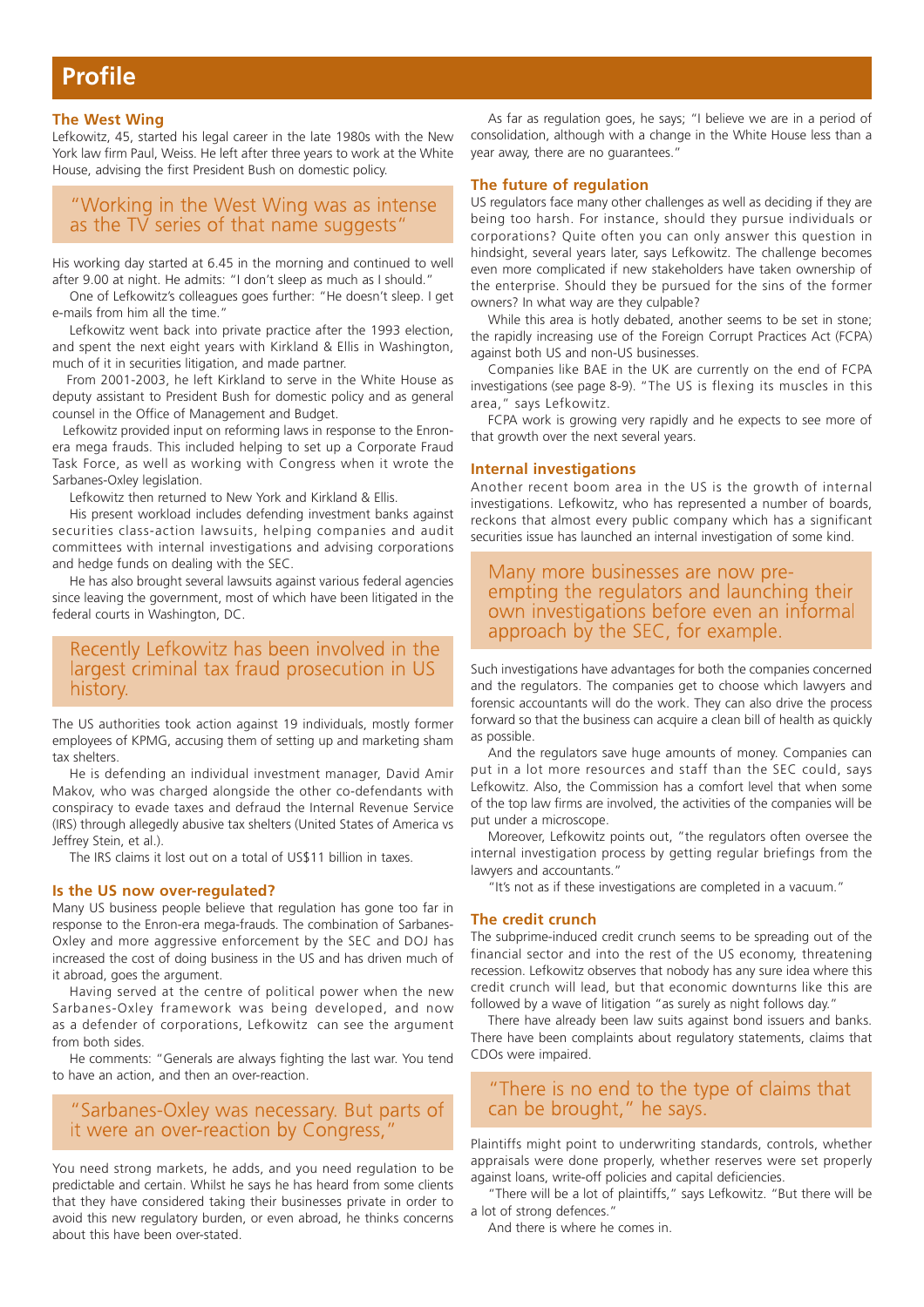# Profile

### The West Wing

Lefkowitz, 45, started his legal career in the late 1980s with the New York law firm Paul, Weiss. He left after three years to work at the White House, advising the first President Bush on domestic policy.

> "Working in the West Wing was as intense as the TV series of that name suggests"

His working day started at 6.45 in the morning and continued to well after 9.00 at night. He admits: "I don't sleep as much as I should."

One of Lefkowitz's colleagues goes further: "He doesn't sleep. I get e-mails from him all the time."

Lefkowitz went back into private practice after the 1993 election, and spent the next eight years with Kirkland & Ellis in Washington, much of it in securities litigation, and made partner.

From 2001-2003, he left Kirkland to serve in the White House as deputy assistant to President Bush for domestic policy and as general counsel in the Office of Management and Budget.

Lefkowitz provided input on reforming laws in response to the Enron-era mega frauds. This included helping to set up a Corporate Fraud Task Force, as well as working with Congress when it wrote the Sarbanes-Oxley legislation.

Lefkowitz then returned to New York and Kirkland & Ellis.

His present workload includes defending investment banks against securities class-action lawsuits, helping companies and audit committees with internal investigations and advising corporations and hedge funds on dealing with the SEC.

He has also brought several lawsuits against various federal agencies since leaving the government, most of which have been litigated in the federal courts in Washington, DC.

> Recently Lefkowitz has been involved in the largest criminal tax fraud prosecution in US history.

The US authorities took action against 19 individuals, mostly former employees of KPMG, accusing them of setting up and marketing sham tax shelters.

He is defending an individual investment manager, David Amir Makov, who was charged alongside the other co-defendants with conspiracy to evade taxes and defraud the Internal Revenue Service (IRS) through allegedly abusive tax shelters (United States of America vs Jeffrey Stein, et al.).

The IRS claims it lost out on a total of US$11 billion in taxes.

### Is the US now over-regulated?

Many US business people believe that regulation has gone too far in response to the Enron-era mega-frauds. The combination of Sarbanes-Oxley and more aggressive enforcement by the SEC and DOJ has increased the cost of doing business in the US and has driven much of it abroad, goes the argument.

Having served at the centre of political power when the new Sarbanes-Oxley framework was being developed, and now as a defender of corporations, Lefkowitz can see the argument from both sides.

He comments: "Generals are always fighting the last war. You tend to have an action, and then an over-reaction.

> "Sarbanes-Oxley was necessary. But parts of it were an over-reaction by Congress,"

You need strong markets, he adds, and you need regulation to be predictable and certain. Whilst he says he has heard from some clients that they have considered taking their businesses private in order to avoid this new regulatory burden, or even abroad, he thinks concerns about this have been over-stated.

As far as regulation goes, he says; "I believe we are in a period of consolidation, although with a change in the White House less than a year away, there are no guarantees."

### The future of regulation

US regulators face many other challenges as well as deciding if they are being too harsh. For instance, should they pursue individuals or corporations? Quite often you can only answer this question in hindsight, several years later, says Lefkowitz. The challenge becomes even more complicated if new stakeholders have taken ownership of the enterprise. Should they be pursued for the sins of the former owners? In what way are they culpable?

While this area is hotly debated, another seems to be set in stone; the rapidly increasing use of the Foreign Corrupt Practices Act (FCPA) against both US and non-US businesses.

Companies like BAE in the UK are currently on the end of FCPA investigations (see page 8-9). "The US is flexing its muscles in this area," says Lefkowitz.

FCPA work is growing very rapidly and he expects to see more of that growth over the next several years.

### Internal investigations

Another recent boom area in the US is the growth of internal investigations. Lefkowitz, who has represented a number of boards, reckons that almost every public company which has a significant securities issue has launched an internal investigation of some kind.

> Many more businesses are now pre-empting the regulators and launching their own investigations before even an informal approach by the SEC, for example.

Such investigations have advantages for both the companies concerned and the regulators. The companies get to choose which lawyers and forensic accountants will do the work. They can also drive the process forward so that the business can acquire a clean bill of health as quickly as possible.

And the regulators save huge amounts of money. Companies can put in a lot more resources and staff than the SEC could, says Lefkowitz. Also, the Commission has a comfort level that when some of the top law firms are involved, the activities of the companies will be put under a microscope.

Moreover, Lefkowitz points out, "the regulators often oversee the internal investigation process by getting regular briefings from the lawyers and accountants."

"It's not as if these investigations are completed in a vacuum."

### The credit crunch

The subprime-induced credit crunch seems to be spreading out of the financial sector and into the rest of the US economy, threatening recession. Lefkowitz observes that nobody has any sure idea where this credit crunch will lead, but that economic downturns like this are followed by a wave of litigation "as surely as night follows day."

There have already been law suits against bond issuers and banks. There have been complaints about regulatory statements, claims that CDOs were impaired.

> "There is no end to the type of claims that can be brought," he says.

Plaintiffs might point to underwriting standards, controls, whether appraisals were done properly, whether reserves were set properly against loans, write-off policies and capital deficiencies.

"There will be a lot of plaintiffs," says Lefkowitz. "But there will be a lot of strong defences."

And there is where he comes in.